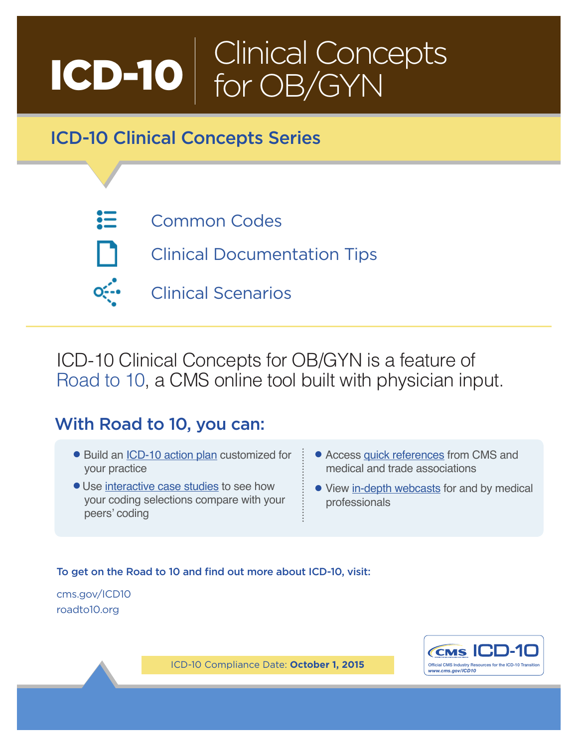# ICD-10 | Clinical Concepts for OB/GYN

## ICD-10 Clinical Concepts Series

- Common Codes
- Clinical Documentation Tips
- Clinical Scenarios

ICD-10 Clinical Concepts for OB/GYN is a feature of Road to 10, a CMS online tool built with physician input.

## With Road to 10, you can:

- Build an ICD-10 action plan customized for your practice
- Use interactive case studies to see how your coding selections compare with your peers' coding
- Access quick references from CMS and medical and trade associations
- View in-depth webcasts for and by medical professionals

**To get on the Road to 10 and find out more about ICD-10, visit:**

cms.gov/ICD10
roadto10.org

ICD-10 Compliance Date: **October 1, 2015**

CMS ICD-10
Official CMS Industry Resources for the ICD-10 Transition
www.cms.gov/ICD10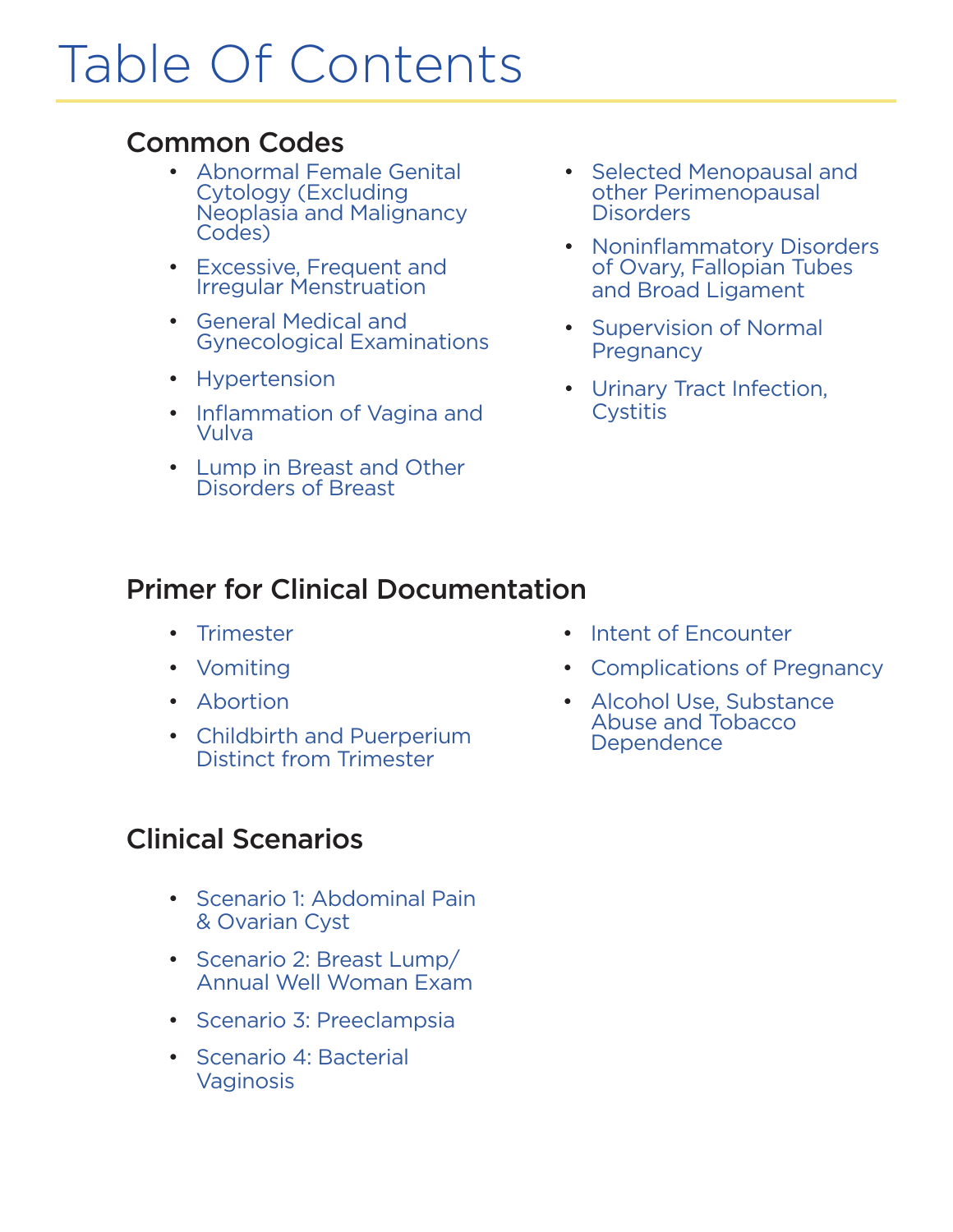# Table Of Contents

## Common Codes

- Abnormal Female Genital Cytology (Excluding Neoplasia and Malignancy Codes)
- Excessive, Frequent and Irregular Menstruation
- General Medical and Gynecological Examinations
- Hypertension
- Inflammation of Vagina and Vulva
- Lump in Breast and Other Disorders of Breast
- Selected Menopausal and other Perimenopausal Disorders
- Noninflammatory Disorders of Ovary, Fallopian Tubes and Broad Ligament
- Supervision of Normal Pregnancy
- Urinary Tract Infection, Cystitis

## Primer for Clinical Documentation

- Trimester
- Vomiting
- Abortion
- Childbirth and Puerperium Distinct from Trimester
- Intent of Encounter
- Complications of Pregnancy
- Alcohol Use, Substance Abuse and Tobacco Dependence

## Clinical Scenarios

- Scenario 1: Abdominal Pain & Ovarian Cyst
- Scenario 2: Breast Lump/ Annual Well Woman Exam
- Scenario 3: Preeclampsia
- Scenario 4: Bacterial Vaginosis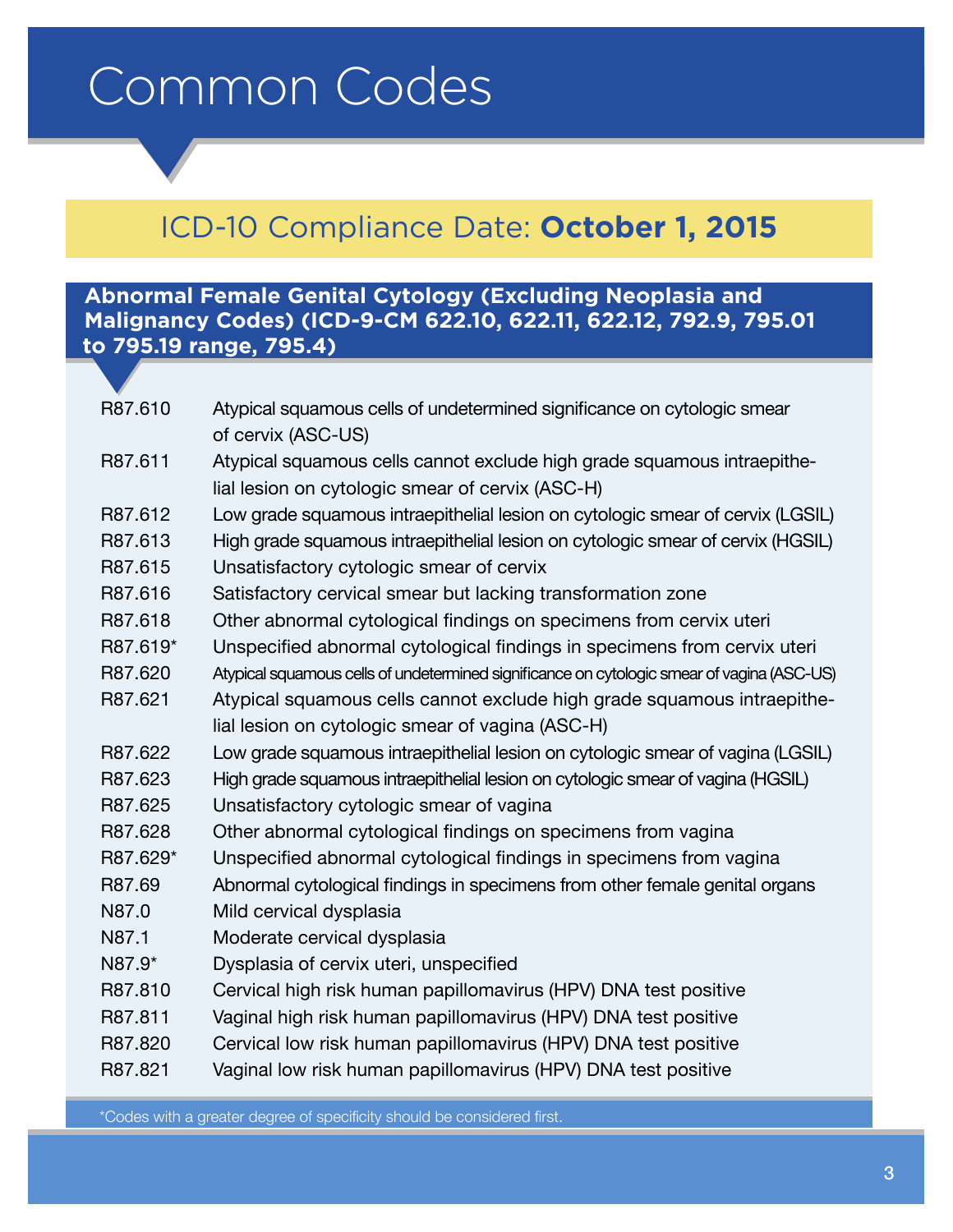# Common Codes

## ICD-10 Compliance Date: **October 1, 2015**

### Abnormal Female Genital Cytology (Excluding Neoplasia and Malignancy Codes) (ICD-9-CM 622.10, 622.11, 622.12, 792.9, 795.01 to 795.19 range, 795.4)

| Code | Description |
|---|---|
| R87.610 | Atypical squamous cells of undetermined significance on cytologic smear of cervix (ASC-US) |
| R87.611 | Atypical squamous cells cannot exclude high grade squamous intraepithelial lesion on cytologic smear of cervix (ASC-H) |
| R87.612 | Low grade squamous intraepithelial lesion on cytologic smear of cervix (LGSIL) |
| R87.613 | High grade squamous intraepithelial lesion on cytologic smear of cervix (HGSIL) |
| R87.615 | Unsatisfactory cytologic smear of cervix |
| R87.616 | Satisfactory cervical smear but lacking transformation zone |
| R87.618 | Other abnormal cytological findings on specimens from cervix uteri |
| R87.619* | Unspecified abnormal cytological findings in specimens from cervix uteri |
| R87.620 | Atypical squamous cells of undetermined significance on cytologic smear of vagina (ASC-US) |
| R87.621 | Atypical squamous cells cannot exclude high grade squamous intraepithelial lesion on cytologic smear of vagina (ASC-H) |
| R87.622 | Low grade squamous intraepithelial lesion on cytologic smear of vagina (LGSIL) |
| R87.623 | High grade squamous intraepithelial lesion on cytologic smear of vagina (HGSIL) |
| R87.625 | Unsatisfactory cytologic smear of vagina |
| R87.628 | Other abnormal cytological findings on specimens from vagina |
| R87.629* | Unspecified abnormal cytological findings in specimens from vagina |
| R87.69 | Abnormal cytological findings in specimens from other female genital organs |
| N87.0 | Mild cervical dysplasia |
| N87.1 | Moderate cervical dysplasia |
| N87.9* | Dysplasia of cervix uteri, unspecified |
| R87.810 | Cervical high risk human papillomavirus (HPV) DNA test positive |
| R87.811 | Vaginal high risk human papillomavirus (HPV) DNA test positive |
| R87.820 | Cervical low risk human papillomavirus (HPV) DNA test positive |
| R87.821 | Vaginal low risk human papillomavirus (HPV) DNA test positive |

*Codes with a greater degree of specificity should be considered first.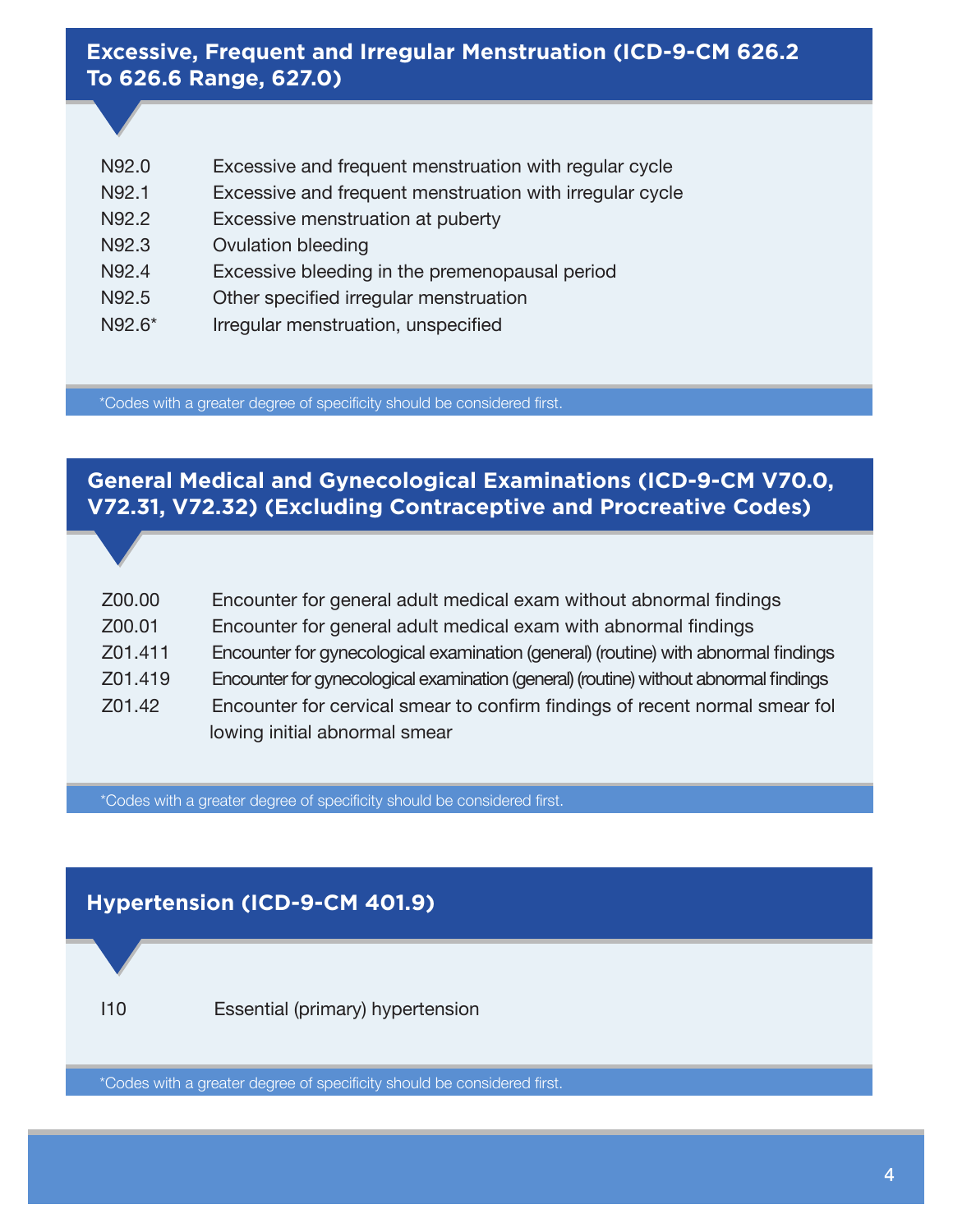## Excessive, Frequent and Irregular Menstruation (ICD-9-CM 626.2 To 626.6 Range, 627.0)

| | |
|---|---|
| N92.0 | Excessive and frequent menstruation with regular cycle |
| N92.1 | Excessive and frequent menstruation with irregular cycle |
| N92.2 | Excessive menstruation at puberty |
| N92.3 | Ovulation bleeding |
| N92.4 | Excessive bleeding in the premenopausal period |
| N92.5 | Other specified irregular menstruation |
| N92.6* | Irregular menstruation, unspecified |

*Codes with a greater degree of specificity should be considered first.

## General Medical and Gynecological Examinations (ICD-9-CM V70.0, V72.31, V72.32) (Excluding Contraceptive and Procreative Codes)

| | |
|---|---|
| Z00.00 | Encounter for general adult medical exam without abnormal findings |
| Z00.01 | Encounter for general adult medical exam with abnormal findings |
| Z01.411 | Encounter for gynecological examination (general) (routine) with abnormal findings |
| Z01.419 | Encounter for gynecological examination (general) (routine) without abnormal findings |
| Z01.42 | Encounter for cervical smear to confirm findings of recent normal smear fol lowing initial abnormal smear |

*Codes with a greater degree of specificity should be considered first.

## Hypertension (ICD-9-CM 401.9)

| | |
|---|---|
| I10 | Essential (primary) hypertension |

*Codes with a greater degree of specificity should be considered first.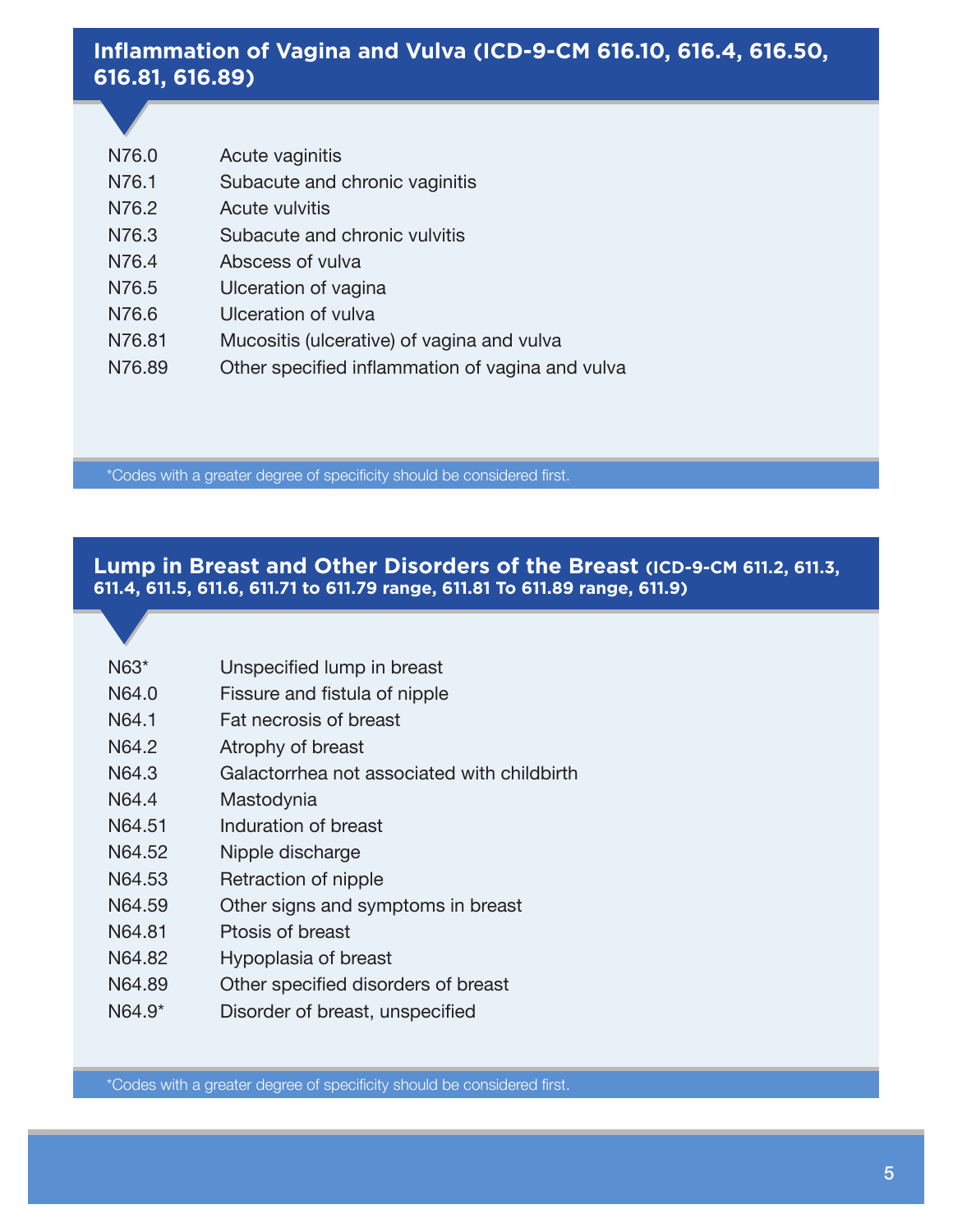## Inflammation of Vagina and Vulva (ICD-9-CM 616.10, 616.4, 616.50, 616.81, 616.89)

| Code | Description |
|---|---|
| N76.0 | Acute vaginitis |
| N76.1 | Subacute and chronic vaginitis |
| N76.2 | Acute vulvitis |
| N76.3 | Subacute and chronic vulvitis |
| N76.4 | Abscess of vulva |
| N76.5 | Ulceration of vagina |
| N76.6 | Ulceration of vulva |
| N76.81 | Mucositis (ulcerative) of vagina and vulva |
| N76.89 | Other specified inflammation of vagina and vulva |

*Codes with a greater degree of specificity should be considered first.

## Lump in Breast and Other Disorders of the Breast (ICD-9-CM 611.2, 611.3, 611.4, 611.5, 611.6, 611.71 to 611.79 range, 611.81 To 611.89 range, 611.9)

| Code | Description |
|---|---|
| N63* | Unspecified lump in breast |
| N64.0 | Fissure and fistula of nipple |
| N64.1 | Fat necrosis of breast |
| N64.2 | Atrophy of breast |
| N64.3 | Galactorrhea not associated with childbirth |
| N64.4 | Mastodynia |
| N64.51 | Induration of breast |
| N64.52 | Nipple discharge |
| N64.53 | Retraction of nipple |
| N64.59 | Other signs and symptoms in breast |
| N64.81 | Ptosis of breast |
| N64.82 | Hypoplasia of breast |
| N64.89 | Other specified disorders of breast |
| N64.9* | Disorder of breast, unspecified |

*Codes with a greater degree of specificity should be considered first.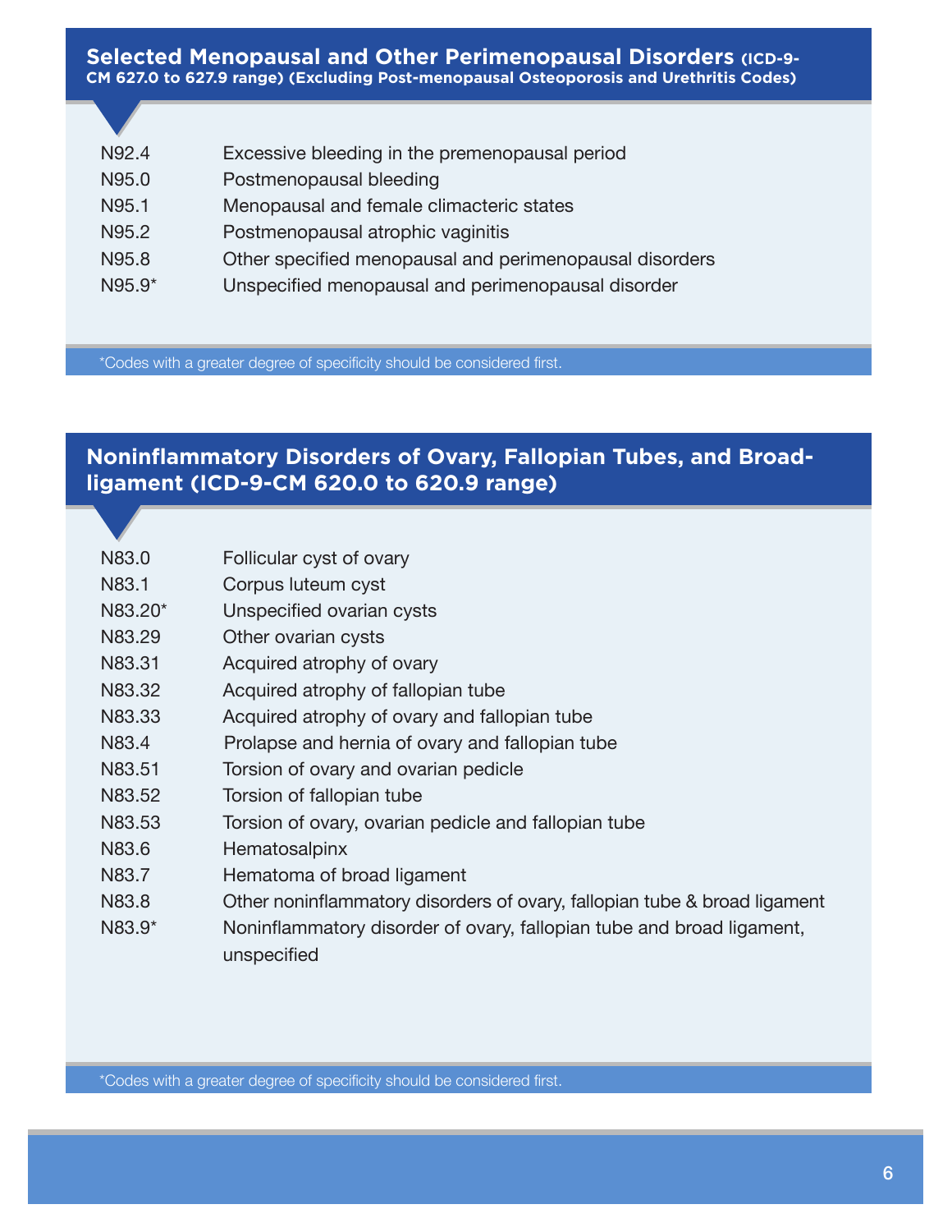## Selected Menopausal and Other Perimenopausal Disorders (ICD-9-CM 627.0 to 627.9 range) (Excluding Post-menopausal Osteoporosis and Urethritis Codes)

| Code | Description |
|---|---|
| N92.4 | Excessive bleeding in the premenopausal period |
| N95.0 | Postmenopausal bleeding |
| N95.1 | Menopausal and female climacteric states |
| N95.2 | Postmenopausal atrophic vaginitis |
| N95.8 | Other specified menopausal and perimenopausal disorders |
| N95.9* | Unspecified menopausal and perimenopausal disorder |

*Codes with a greater degree of specificity should be considered first.

## Noninflammatory Disorders of Ovary, Fallopian Tubes, and Broad-ligament (ICD-9-CM 620.0 to 620.9 range)

| Code | Description |
|---|---|
| N83.0 | Follicular cyst of ovary |
| N83.1 | Corpus luteum cyst |
| N83.20* | Unspecified ovarian cysts |
| N83.29 | Other ovarian cysts |
| N83.31 | Acquired atrophy of ovary |
| N83.32 | Acquired atrophy of fallopian tube |
| N83.33 | Acquired atrophy of ovary and fallopian tube |
| N83.4 | Prolapse and hernia of ovary and fallopian tube |
| N83.51 | Torsion of ovary and ovarian pedicle |
| N83.52 | Torsion of fallopian tube |
| N83.53 | Torsion of ovary, ovarian pedicle and fallopian tube |
| N83.6 | Hematosalpinx |
| N83.7 | Hematoma of broad ligament |
| N83.8 | Other noninflammatory disorders of ovary, fallopian tube & broad ligament |
| N83.9* | Noninflammatory disorder of ovary, fallopian tube and broad ligament, unspecified |

*Codes with a greater degree of specificity should be considered first.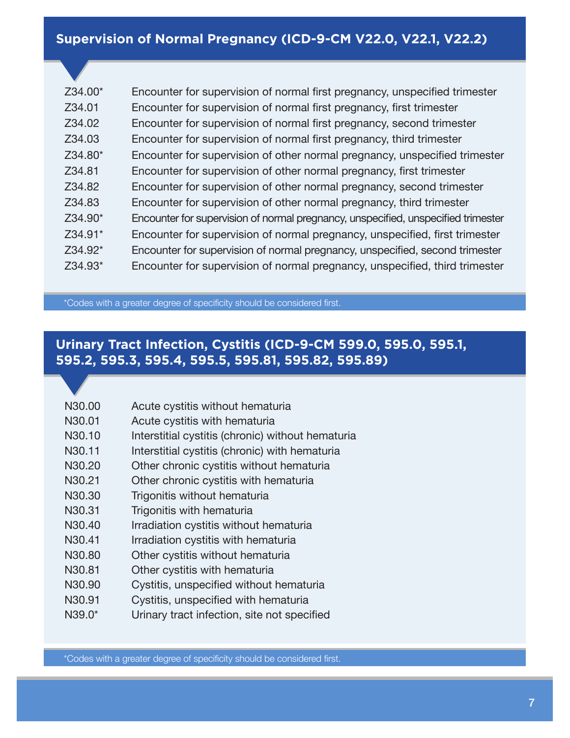## Supervision of Normal Pregnancy (ICD-9-CM V22.0, V22.1, V22.2)

| Code | Description |
|---|---|
| Z34.00* | Encounter for supervision of normal first pregnancy, unspecified trimester |
| Z34.01 | Encounter for supervision of normal first pregnancy, first trimester |
| Z34.02 | Encounter for supervision of normal first pregnancy, second trimester |
| Z34.03 | Encounter for supervision of normal first pregnancy, third trimester |
| Z34.80* | Encounter for supervision of other normal pregnancy, unspecified trimester |
| Z34.81 | Encounter for supervision of other normal pregnancy, first trimester |
| Z34.82 | Encounter for supervision of other normal pregnancy, second trimester |
| Z34.83 | Encounter for supervision of other normal pregnancy, third trimester |
| Z34.90* | Encounter for supervision of normal pregnancy, unspecified, unspecified trimester |
| Z34.91* | Encounter for supervision of normal pregnancy, unspecified, first trimester |
| Z34.92* | Encounter for supervision of normal pregnancy, unspecified, second trimester |
| Z34.93* | Encounter for supervision of normal pregnancy, unspecified, third trimester |

*Codes with a greater degree of specificity should be considered first.

## Urinary Tract Infection, Cystitis (ICD-9-CM 599.0, 595.0, 595.1, 595.2, 595.3, 595.4, 595.5, 595.81, 595.82, 595.89)

| Code | Description |
|---|---|
| N30.00 | Acute cystitis without hematuria |
| N30.01 | Acute cystitis with hematuria |
| N30.10 | Interstitial cystitis (chronic) without hematuria |
| N30.11 | Interstitial cystitis (chronic) with hematuria |
| N30.20 | Other chronic cystitis without hematuria |
| N30.21 | Other chronic cystitis with hematuria |
| N30.30 | Trigonitis without hematuria |
| N30.31 | Trigonitis with hematuria |
| N30.40 | Irradiation cystitis without hematuria |
| N30.41 | Irradiation cystitis with hematuria |
| N30.80 | Other cystitis without hematuria |
| N30.81 | Other cystitis with hematuria |
| N30.90 | Cystitis, unspecified without hematuria |
| N30.91 | Cystitis, unspecified with hematuria |
| N39.0* | Urinary tract infection, site not specified |

*Codes with a greater degree of specificity should be considered first.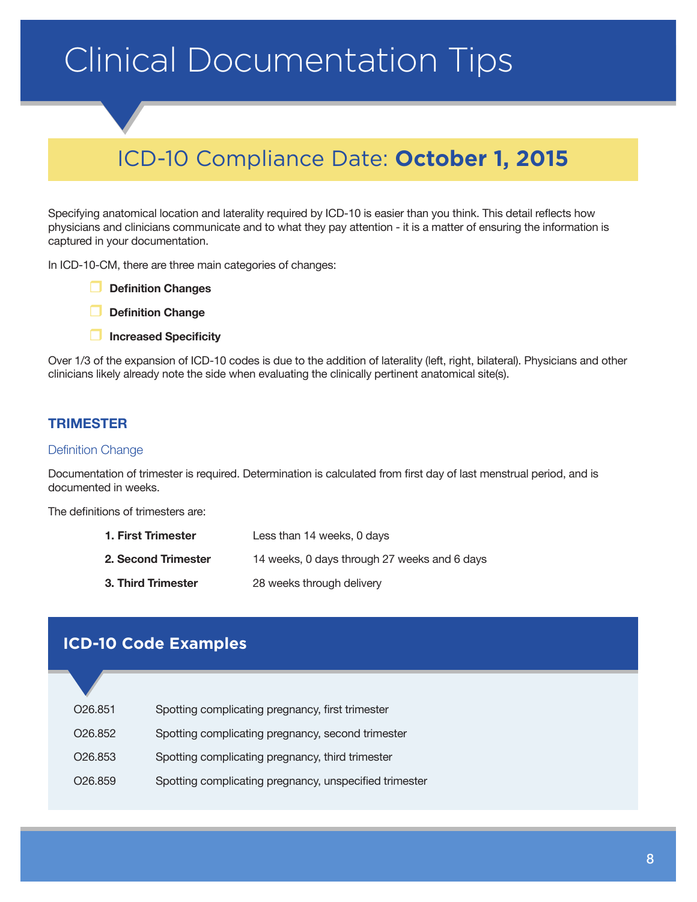# Clinical Documentation Tips

## ICD-10 Compliance Date: **October 1, 2015**

Specifying anatomical location and laterality required by ICD-10 is easier than you think. This detail reflects how physicians and clinicians communicate and to what they pay attention - it is a matter of ensuring the information is captured in your documentation.

In ICD-10-CM, there are three main categories of changes:

- **Definition Changes**
- **Definition Change**
- **Increased Specificity**

Over 1/3 of the expansion of ICD-10 codes is due to the addition of laterality (left, right, bilateral). Physicians and other clinicians likely already note the side when evaluating the clinically pertinent anatomical site(s).

### TRIMESTER

Definition Change

Documentation of trimester is required. Determination is calculated from first day of last menstrual period, and is documented in weeks.

The definitions of trimesters are:

| | |
|---|---|
| **1. First Trimester** | Less than 14 weeks, 0 days |
| **2. Second Trimester** | 14 weeks, 0 days through 27 weeks and 6 days |
| **3. Third Trimester** | 28 weeks through delivery |

### ICD-10 Code Examples

| | |
|---|---|
| O26.851 | Spotting complicating pregnancy, first trimester |
| O26.852 | Spotting complicating pregnancy, second trimester |
| O26.853 | Spotting complicating pregnancy, third trimester |
| O26.859 | Spotting complicating pregnancy, unspecified trimester |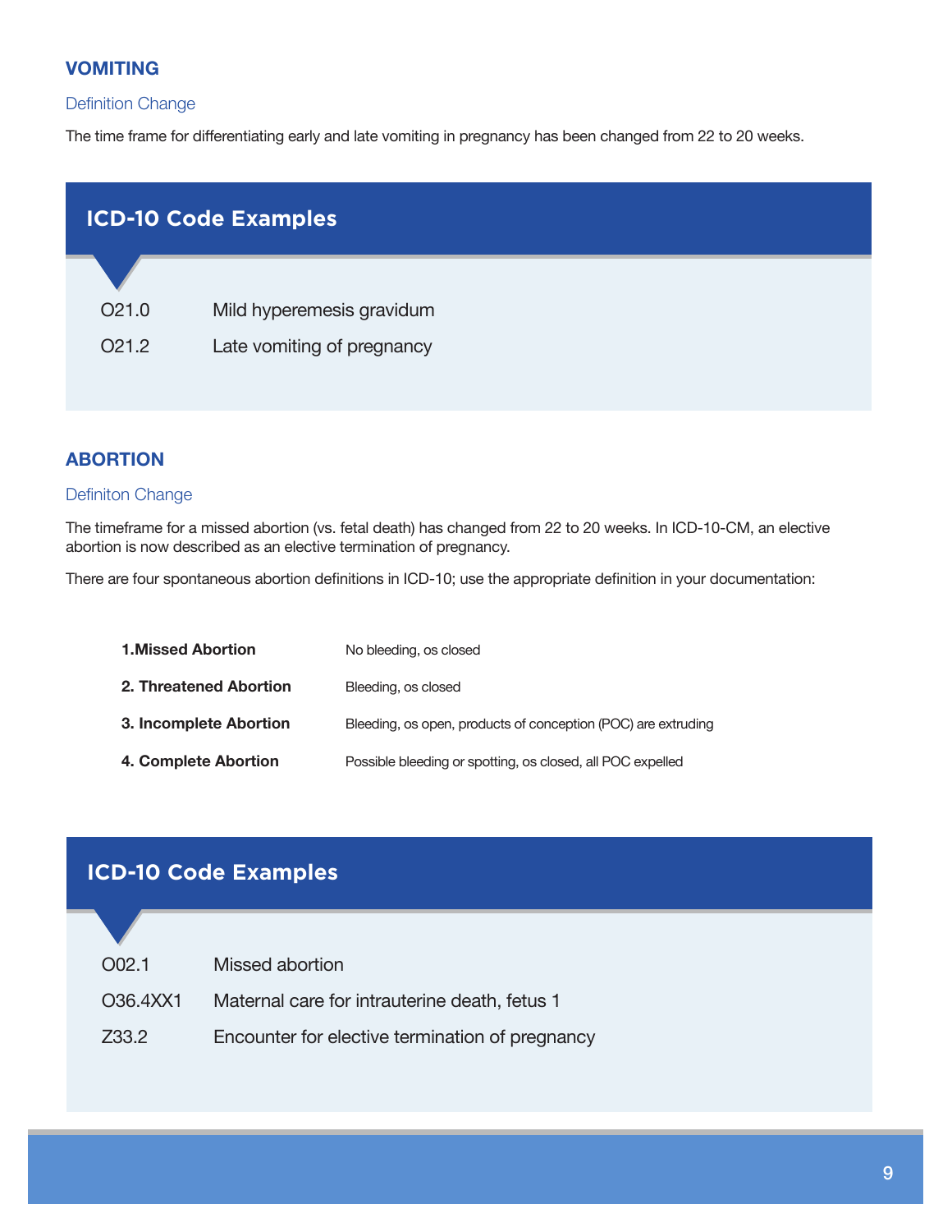## VOMITING

### Definition Change

The time frame for differentiating early and late vomiting in pregnancy has been changed from 22 to 20 weeks.

### ICD-10 Code Examples

| | |
|---|---|
| O21.0 | Mild hyperemesis gravidum |
| O21.2 | Late vomiting of pregnancy |

## ABORTION

### Definiton Change

The timeframe for a missed abortion (vs. fetal death) has changed from 22 to 20 weeks. In ICD-10-CM, an elective abortion is now described as an elective termination of pregnancy.

There are four spontaneous abortion definitions in ICD-10; use the appropriate definition in your documentation:

| | |
|---|---|
| **1.Missed Abortion** | No bleeding, os closed |
| **2. Threatened Abortion** | Bleeding, os closed |
| **3. Incomplete Abortion** | Bleeding, os open, products of conception (POC) are extruding |
| **4. Complete Abortion** | Possible bleeding or spotting, os closed, all POC expelled |

### ICD-10 Code Examples

| | |
|---|---|
| O02.1 | Missed abortion |
| O36.4XX1 | Maternal care for intrauterine death, fetus 1 |
| Z33.2 | Encounter for elective termination of pregnancy |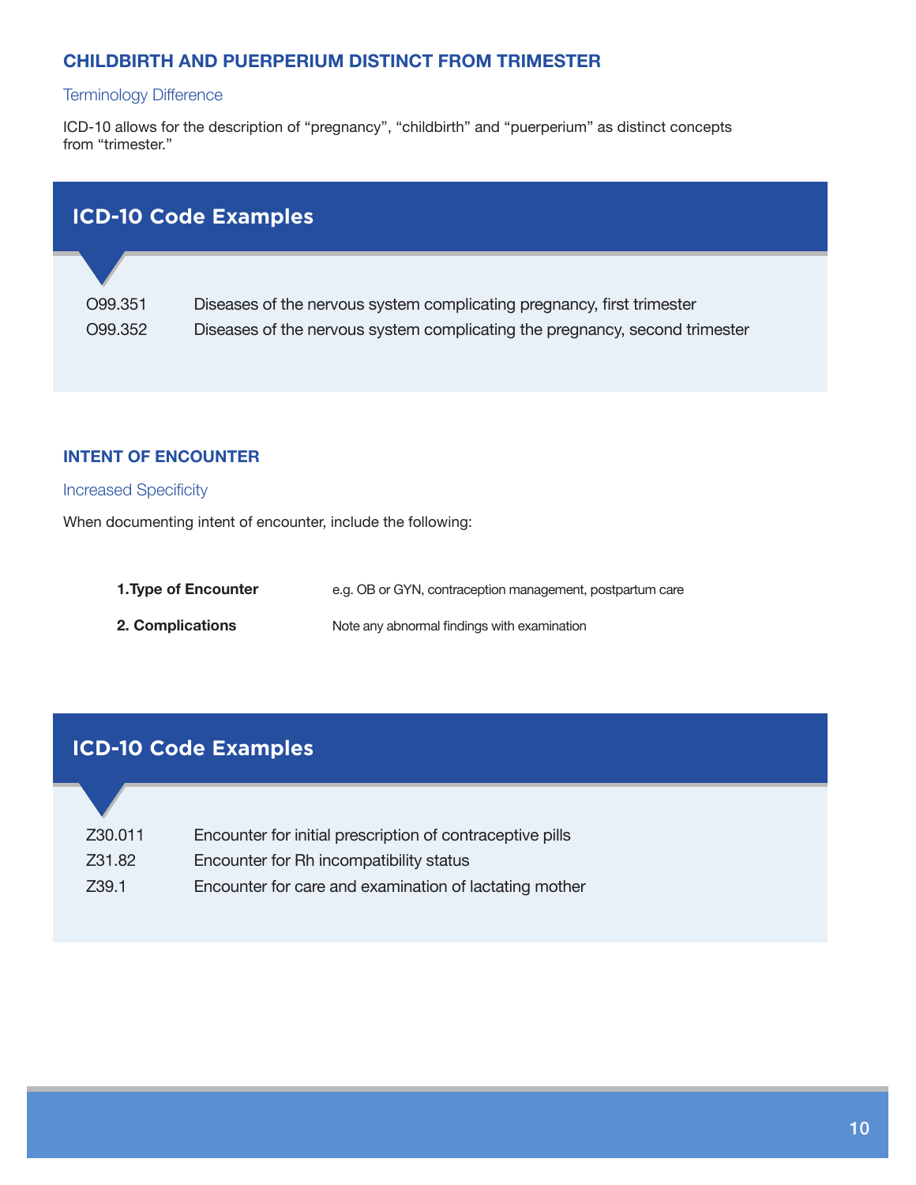## CHILDBIRTH AND PUERPERIUM DISTINCT FROM TRIMESTER

### Terminology Difference

ICD-10 allows for the description of “pregnancy”, “childbirth” and “puerperium” as distinct concepts from “trimester.”

### ICD-10 Code Examples

| | |
|---|---|
| O99.351 | Diseases of the nervous system complicating pregnancy, first trimester |
| O99.352 | Diseases of the nervous system complicating the pregnancy, second trimester |

## INTENT OF ENCOUNTER

### Increased Specificity

When documenting intent of encounter, include the following:

| | |
|---|---|
| **1.Type of Encounter** | e.g. OB or GYN, contraception management, postpartum care |
| **2. Complications** | Note any abnormal findings with examination |

### ICD-10 Code Examples

| | |
|---|---|
| Z30.011 | Encounter for initial prescription of contraceptive pills |
| Z31.82 | Encounter for Rh incompatibility status |
| Z39.1 | Encounter for care and examination of lactating mother |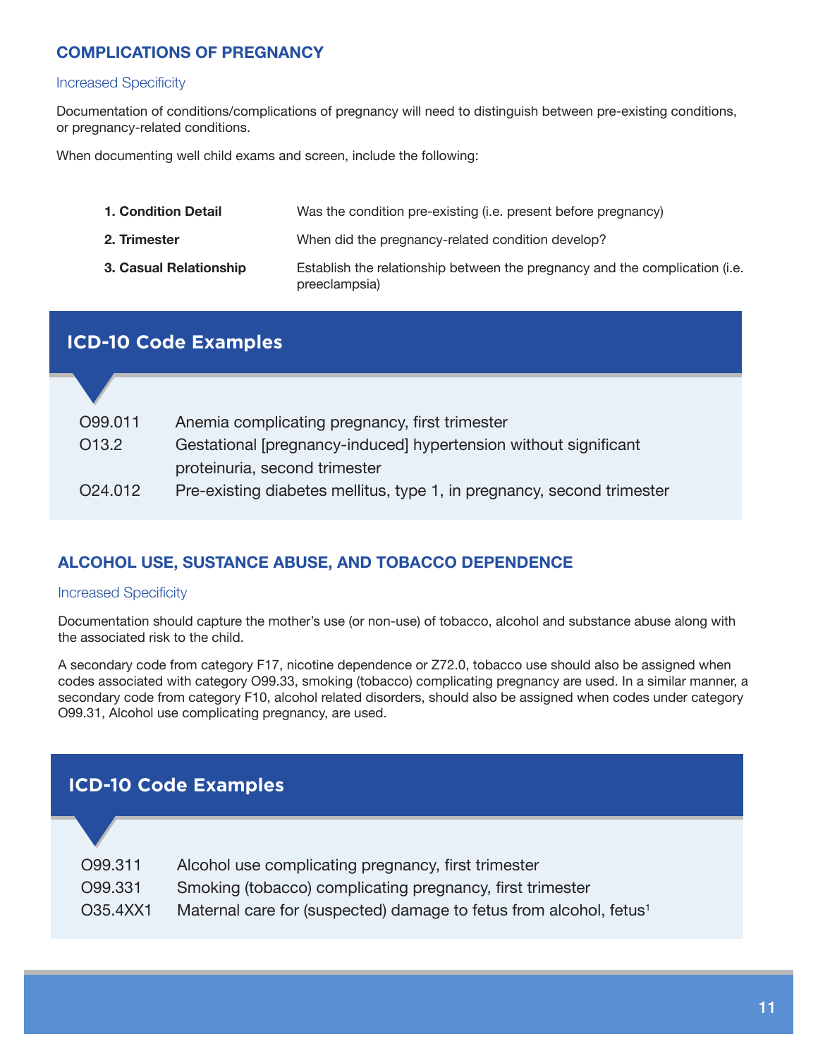## COMPLICATIONS OF PREGNANCY

### Increased Specificity

Documentation of conditions/complications of pregnancy will need to distinguish between pre-existing conditions, or pregnancy-related conditions.

When documenting well child exams and screen, include the following:

| | |
|---|---|
| **1. Condition Detail** | Was the condition pre-existing (i.e. present before pregnancy) |
| **2. Trimester** | When did the pregnancy-related condition develop? |
| **3. Casual Relationship** | Establish the relationship between the pregnancy and the complication (i.e. preeclampsia) |

### ICD-10 Code Examples

| | |
|---|---|
| O99.011 | Anemia complicating pregnancy, first trimester |
| O13.2 | Gestational [pregnancy-induced] hypertension without significant proteinuria, second trimester |
| O24.012 | Pre-existing diabetes mellitus, type 1, in pregnancy, second trimester |

## ALCOHOL USE, SUSTANCE ABUSE, AND TOBACCO DEPENDENCE

### Increased Specificity

Documentation should capture the mother's use (or non-use) of tobacco, alcohol and substance abuse along with the associated risk to the child.

A secondary code from category F17, nicotine dependence or Z72.0, tobacco use should also be assigned when codes associated with category O99.33, smoking (tobacco) complicating pregnancy are used. In a similar manner, a secondary code from category F10, alcohol related disorders, should also be assigned when codes under category O99.31, Alcohol use complicating pregnancy, are used.

### ICD-10 Code Examples

| | |
|---|---|
| O99.311 | Alcohol use complicating pregnancy, first trimester |
| O99.331 | Smoking (tobacco) complicating pregnancy, first trimester |
| O35.4XX1 | Maternal care for (suspected) damage to fetus from alcohol, fetus[1] |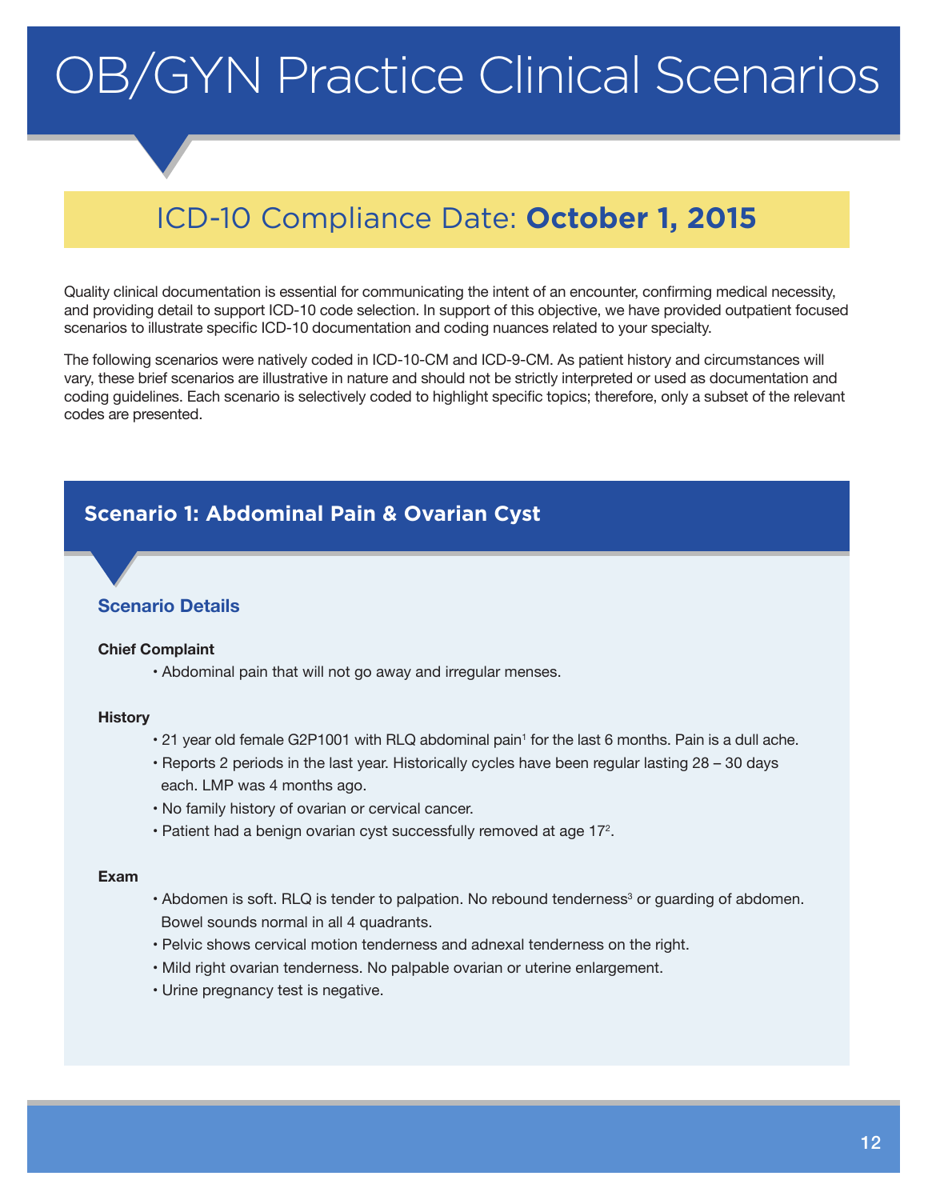# OB/GYN Practice Clinical Scenarios

## ICD-10 Compliance Date: **October 1, 2015**

Quality clinical documentation is essential for communicating the intent of an encounter, confirming medical necessity, and providing detail to support ICD-10 code selection. In support of this objective, we have provided outpatient focused scenarios to illustrate specific ICD-10 documentation and coding nuances related to your specialty.

The following scenarios were natively coded in ICD-10-CM and ICD-9-CM. As patient history and circumstances will vary, these brief scenarios are illustrative in nature and should not be strictly interpreted or used as documentation and coding guidelines. Each scenario is selectively coded to highlight specific topics; therefore, only a subset of the relevant codes are presented.

## Scenario 1: Abdominal Pain & Ovarian Cyst

### Scenario Details

**Chief Complaint**

- Abdominal pain that will not go away and irregular menses.

**History**

- 21 year old female G2P1001 with RLQ abdominal pain[1] for the last 6 months. Pain is a dull ache.
- Reports 2 periods in the last year. Historically cycles have been regular lasting 28 – 30 days each. LMP was 4 months ago.
- No family history of ovarian or cervical cancer.
- Patient had a benign ovarian cyst successfully removed at age 17[2].

**Exam**

- Abdomen is soft. RLQ is tender to palpation. No rebound tenderness[3] or guarding of abdomen. Bowel sounds normal in all 4 quadrants.
- Pelvic shows cervical motion tenderness and adnexal tenderness on the right.
- Mild right ovarian tenderness. No palpable ovarian or uterine enlargement.
- Urine pregnancy test is negative.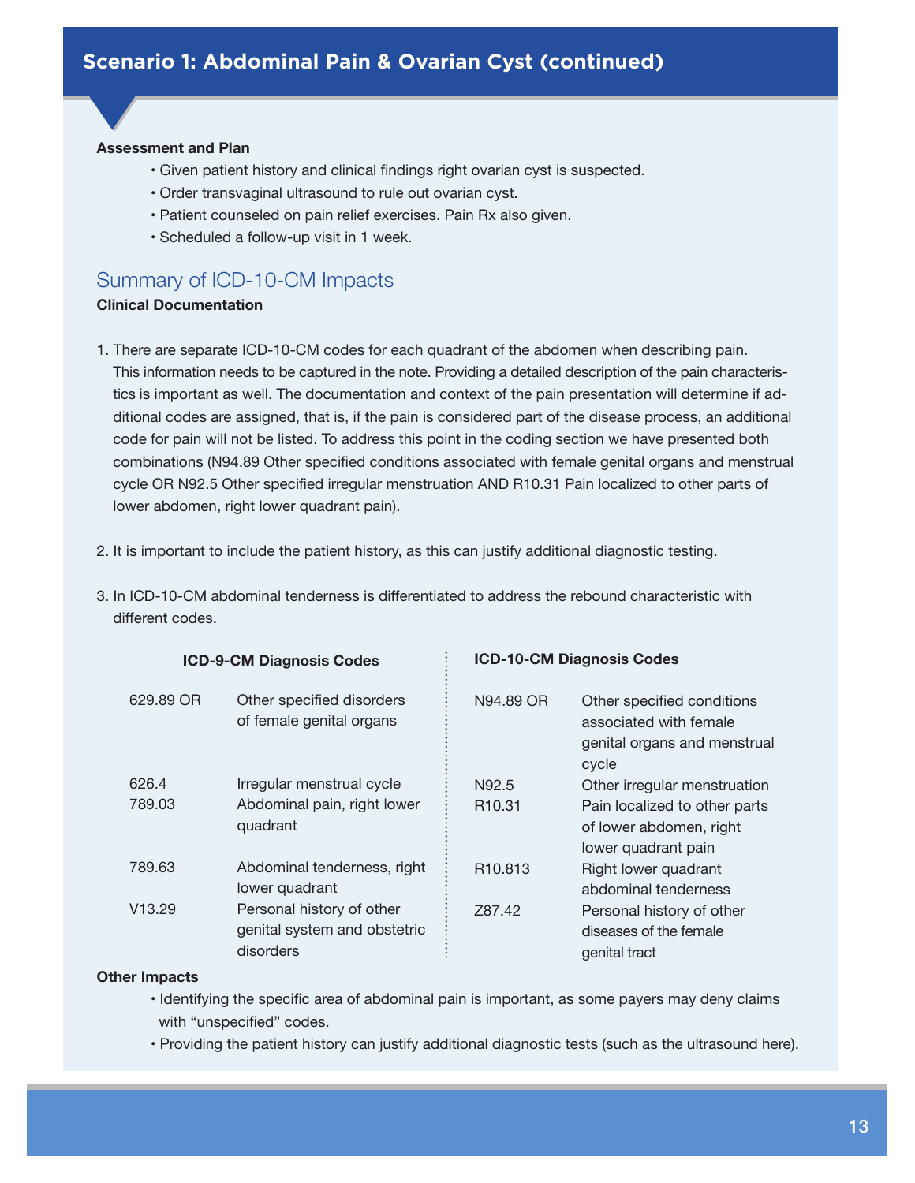## Scenario 1: Abdominal Pain & Ovarian Cyst (continued)

**Assessment and Plan**

- Given patient history and clinical findings right ovarian cyst is suspected.
- Order transvaginal ultrasound to rule out ovarian cyst.
- Patient counseled on pain relief exercises. Pain Rx also given.
- Scheduled a follow-up visit in 1 week.

### Summary of ICD-10-CM Impacts

**Clinical Documentation**

1. There are separate ICD-10-CM codes for each quadrant of the abdomen when describing pain. This information needs to be captured in the note. Providing a detailed description of the pain characteristics is important as well. The documentation and context of the pain presentation will determine if additional codes are assigned, that is, if the pain is considered part of the disease process, an additional code for pain will not be listed. To address this point in the coding section we have presented both combinations (N94.89 Other specified conditions associated with female genital organs and menstrual cycle OR N92.5 Other specified irregular menstruation AND R10.31 Pain localized to other parts of lower abdomen, right lower quadrant pain).

2. It is important to include the patient history, as this can justify additional diagnostic testing.

3. In ICD-10-CM abdominal tenderness is differentiated to address the rebound characteristic with different codes.

| ICD-9-CM Diagnosis Codes | | ICD-10-CM Diagnosis Codes | |
|---|---|---|---|
| 629.89 OR | Other specified disorders of female genital organs | N94.89 OR | Other specified conditions associated with female genital organs and menstrual cycle |
| 626.4 | Irregular menstrual cycle | N92.5 | Other irregular menstruation |
| 789.03 | Abdominal pain, right lower quadrant | R10.31 | Pain localized to other parts of lower abdomen, right lower quadrant pain |
| 789.63 | Abdominal tenderness, right lower quadrant | R10.813 | Right lower quadrant abdominal tenderness |
| V13.29 | Personal history of other genital system and obstetric disorders | Z87.42 | Personal history of other diseases of the female genital tract |

**Other Impacts**

- Identifying the specific area of abdominal pain is important, as some payers may deny claims with "unspecified" codes.
- Providing the patient history can justify additional diagnostic tests (such as the ultrasound here).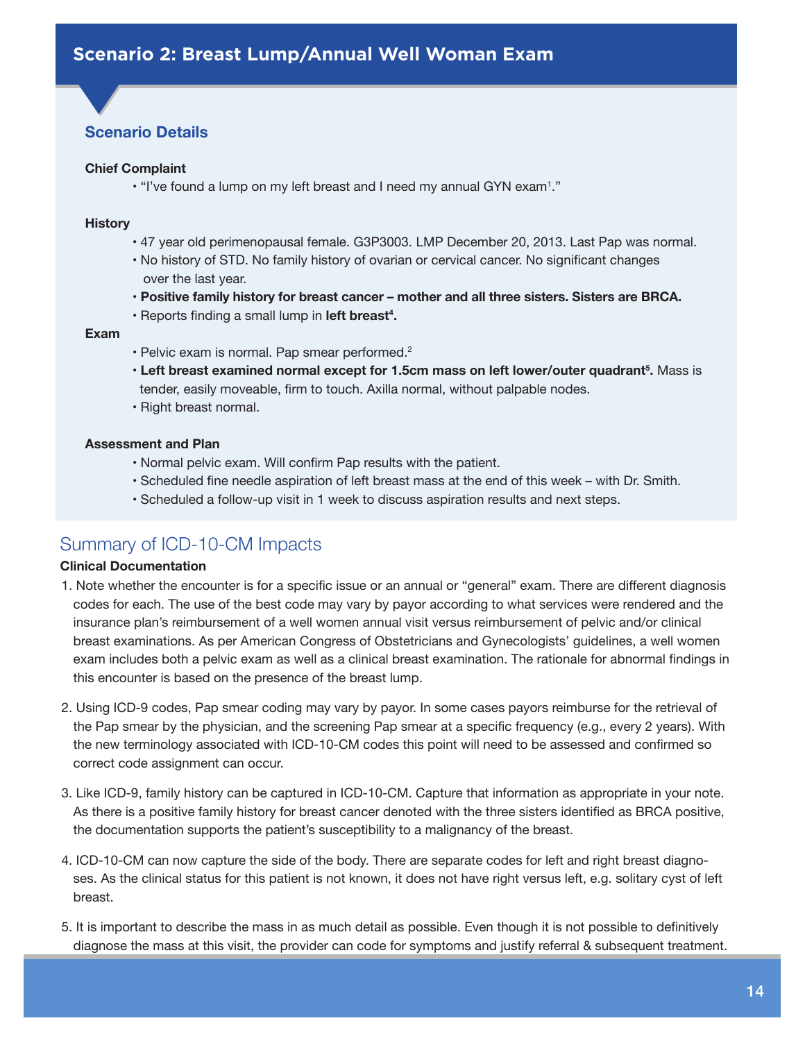## Scenario 2: Breast Lump/Annual Well Woman Exam

### Scenario Details

**Chief Complaint**

- "I've found a lump on my left breast and I need my annual GYN exam[1]."

**History**

- 47 year old perimenopausal female. G3P3003. LMP December 20, 2013. Last Pap was normal.
- No history of STD. No family history of ovarian or cervical cancer. No significant changes over the last year.
- **Positive family history for breast cancer – mother and all three sisters. Sisters are BRCA.**
- Reports finding a small lump in **left breast[4].**

**Exam**

- Pelvic exam is normal. Pap smear performed.[2]
- **Left breast examined normal except for 1.5cm mass on left lower/outer quadrant[5].** Mass is tender, easily moveable, firm to touch. Axilla normal, without palpable nodes.
- Right breast normal.

**Assessment and Plan**

- Normal pelvic exam. Will confirm Pap results with the patient.
- Scheduled fine needle aspiration of left breast mass at the end of this week – with Dr. Smith.
- Scheduled a follow-up visit in 1 week to discuss aspiration results and next steps.

## Summary of ICD-10-CM Impacts

**Clinical Documentation**

1. Note whether the encounter is for a specific issue or an annual or "general" exam. There are different diagnosis codes for each. The use of the best code may vary by payor according to what services were rendered and the insurance plan's reimbursement of a well women annual visit versus reimbursement of pelvic and/or clinical breast examinations. As per American Congress of Obstetricians and Gynecologists' guidelines, a well women exam includes both a pelvic exam as well as a clinical breast examination. The rationale for abnormal findings in this encounter is based on the presence of the breast lump.

2. Using ICD-9 codes, Pap smear coding may vary by payor. In some cases payors reimburse for the retrieval of the Pap smear by the physician, and the screening Pap smear at a specific frequency (e.g., every 2 years). With the new terminology associated with ICD-10-CM codes this point will need to be assessed and confirmed so correct code assignment can occur.

3. Like ICD-9, family history can be captured in ICD-10-CM. Capture that information as appropriate in your note. As there is a positive family history for breast cancer denoted with the three sisters identified as BRCA positive, the documentation supports the patient's susceptibility to a malignancy of the breast.

4. ICD-10-CM can now capture the side of the body. There are separate codes for left and right breast diagnoses. As the clinical status for this patient is not known, it does not have right versus left, e.g. solitary cyst of left breast.

5. It is important to describe the mass in as much detail as possible. Even though it is not possible to definitively diagnose the mass at this visit, the provider can code for symptoms and justify referral & subsequent treatment.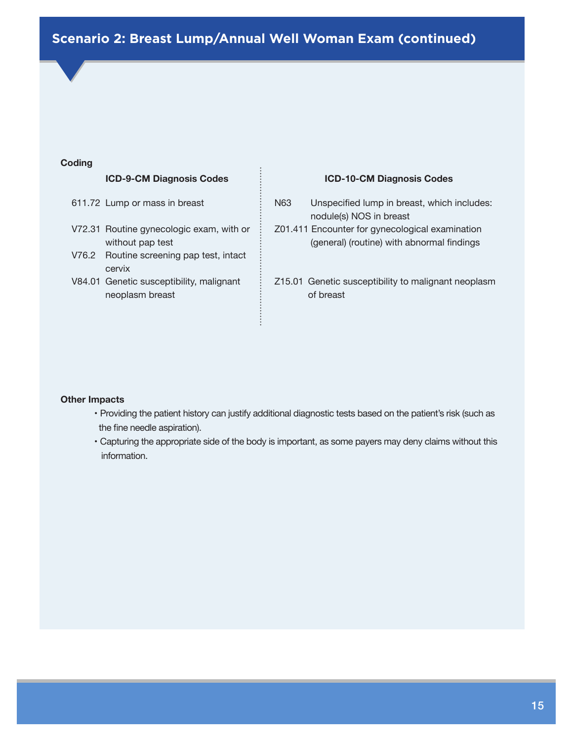## Scenario 2: Breast Lump/Annual Well Woman Exam (continued)

**Coding**

| ICD-9-CM Diagnosis Codes | | ICD-10-CM Diagnosis Codes | |
|---|---|---|---|
| 611.72 | Lump or mass in breast | N63 | Unspecified lump in breast, which includes: nodule(s) NOS in breast |
| V72.31 | Routine gynecologic exam, with or without pap test | Z01.411 | Encounter for gynecological examination (general) (routine) with abnormal findings |
| V76.2 | Routine screening pap test, intact cervix | | |
| V84.01 | Genetic susceptibility, malignant neoplasm breast | Z15.01 | Genetic susceptibility to malignant neoplasm of breast |

**Other Impacts**

- Providing the patient history can justify additional diagnostic tests based on the patient's risk (such as the fine needle aspiration).
- Capturing the appropriate side of the body is important, as some payers may deny claims without this information.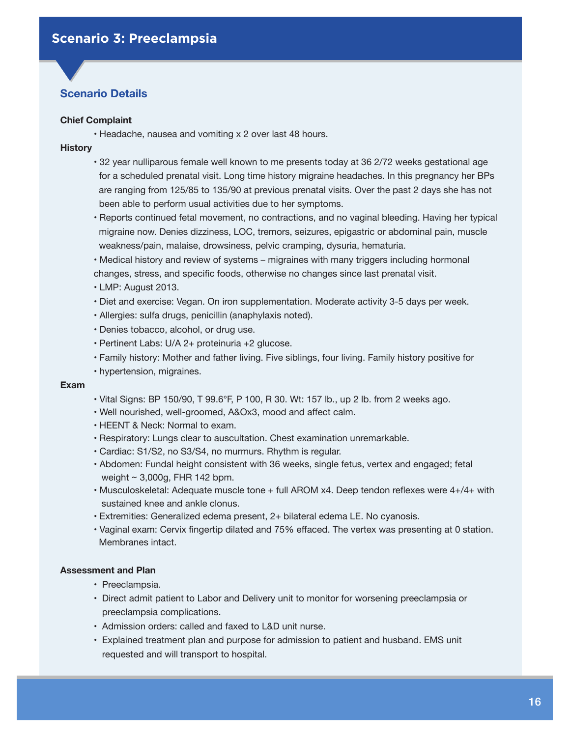# Scenario 3: Preeclampsia

## Scenario Details

**Chief Complaint**

- Headache, nausea and vomiting x 2 over last 48 hours.

**History**

- 32 year nulliparous female well known to me presents today at 36 2/72 weeks gestational age for a scheduled prenatal visit. Long time history migraine headaches. In this pregnancy her BPs are ranging from 125/85 to 135/90 at previous prenatal visits. Over the past 2 days she has not been able to perform usual activities due to her symptoms.
- Reports continued fetal movement, no contractions, and no vaginal bleeding. Having her typical migraine now. Denies dizziness, LOC, tremors, seizures, epigastric or abdominal pain, muscle weakness/pain, malaise, drowsiness, pelvic cramping, dysuria, hematuria.
- Medical history and review of systems – migraines with many triggers including hormonal changes, stress, and specific foods, otherwise no changes since last prenatal visit.
- LMP: August 2013.
- Diet and exercise: Vegan. On iron supplementation. Moderate activity 3-5 days per week.
- Allergies: sulfa drugs, penicillin (anaphylaxis noted).
- Denies tobacco, alcohol, or drug use.
- Pertinent Labs: U/A 2+ proteinuria +2 glucose.
- Family history: Mother and father living. Five siblings, four living. Family history positive for
- hypertension, migraines.

**Exam**

- Vital Signs: BP 150/90, T 99.6°F, P 100, R 30. Wt: 157 lb., up 2 lb. from 2 weeks ago.
- Well nourished, well-groomed, A&Ox3, mood and affect calm.
- HEENT & Neck: Normal to exam.
- Respiratory: Lungs clear to auscultation. Chest examination unremarkable.
- Cardiac: S1/S2, no S3/S4, no murmurs. Rhythm is regular.
- Abdomen: Fundal height consistent with 36 weeks, single fetus, vertex and engaged; fetal weight ~ 3,000g, FHR 142 bpm.
- Musculoskeletal: Adequate muscle tone + full AROM x4. Deep tendon reflexes were 4+/4+ with sustained knee and ankle clonus.
- Extremities: Generalized edema present, 2+ bilateral edema LE. No cyanosis.
- Vaginal exam: Cervix fingertip dilated and 75% effaced. The vertex was presenting at 0 station. Membranes intact.

**Assessment and Plan**

- Preeclampsia.
- Direct admit patient to Labor and Delivery unit to monitor for worsening preeclampsia or preeclampsia complications.
- Admission orders: called and faxed to L&D unit nurse.
- Explained treatment plan and purpose for admission to patient and husband. EMS unit requested and will transport to hospital.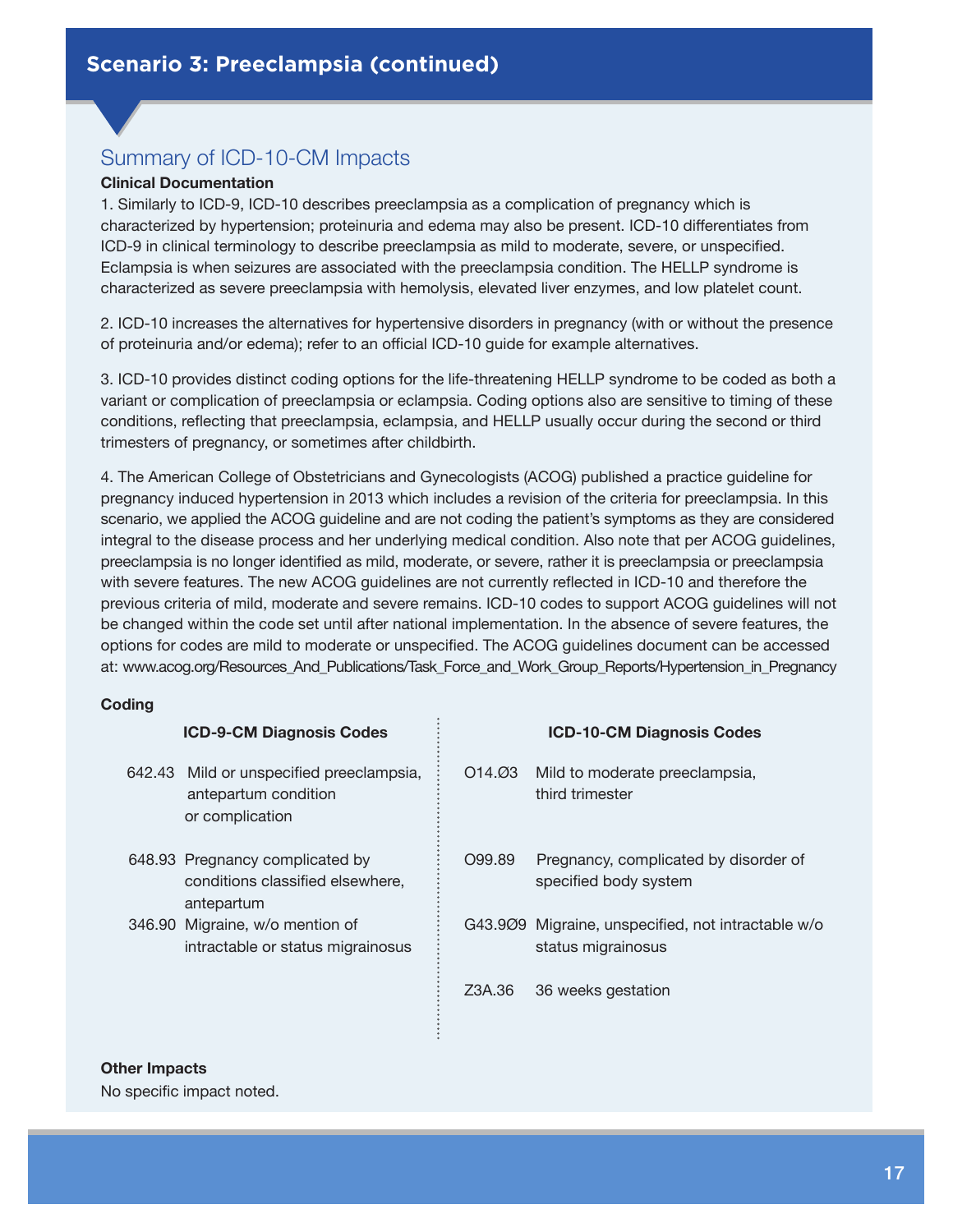## Scenario 3: Preeclampsia (continued)

### Summary of ICD-10-CM Impacts

**Clinical Documentation**

1. Similarly to ICD-9, ICD-10 describes preeclampsia as a complication of pregnancy which is characterized by hypertension; proteinuria and edema may also be present. ICD-10 differentiates from ICD-9 in clinical terminology to describe preeclampsia as mild to moderate, severe, or unspecified. Eclampsia is when seizures are associated with the preeclampsia condition. The HELLP syndrome is characterized as severe preeclampsia with hemolysis, elevated liver enzymes, and low platelet count.

2. ICD-10 increases the alternatives for hypertensive disorders in pregnancy (with or without the presence of proteinuria and/or edema); refer to an official ICD-10 guide for example alternatives.

3. ICD-10 provides distinct coding options for the life-threatening HELLP syndrome to be coded as both a variant or complication of preeclampsia or eclampsia. Coding options also are sensitive to timing of these conditions, reflecting that preeclampsia, eclampsia, and HELLP usually occur during the second or third trimesters of pregnancy, or sometimes after childbirth.

4. The American College of Obstetricians and Gynecologists (ACOG) published a practice guideline for pregnancy induced hypertension in 2013 which includes a revision of the criteria for preeclampsia. In this scenario, we applied the ACOG guideline and are not coding the patient's symptoms as they are considered integral to the disease process and her underlying medical condition. Also note that per ACOG guidelines, preeclampsia is no longer identified as mild, moderate, or severe, rather it is preeclampsia or preeclampsia with severe features. The new ACOG guidelines are not currently reflected in ICD-10 and therefore the previous criteria of mild, moderate and severe remains. ICD-10 codes to support ACOG guidelines will not be changed within the code set until after national implementation. In the absence of severe features, the options for codes are mild to moderate or unspecified. The ACOG guidelines document can be accessed at: www.acog.org/Resources_And_Publications/Task_Force_and_Work_Group_Reports/Hypertension_in_Pregnancy

**Coding**

| ICD-9-CM Diagnosis Codes | | ICD-10-CM Diagnosis Codes | |
|---|---|---|---|
| 642.43 | Mild or unspecified preeclampsia, antepartum condition or complication | O14.Ø3 | Mild to moderate preeclampsia, third trimester |
| 648.93 | Pregnancy complicated by conditions classified elsewhere, antepartum | O99.89 | Pregnancy, complicated by disorder of specified body system |
| 346.90 | Migraine, w/o mention of intractable or status migrainosus | G43.9Ø9 | Migraine, unspecified, not intractable w/o status migrainosus |
| | | Z3A.36 | 36 weeks gestation |

**Other Impacts**

No specific impact noted.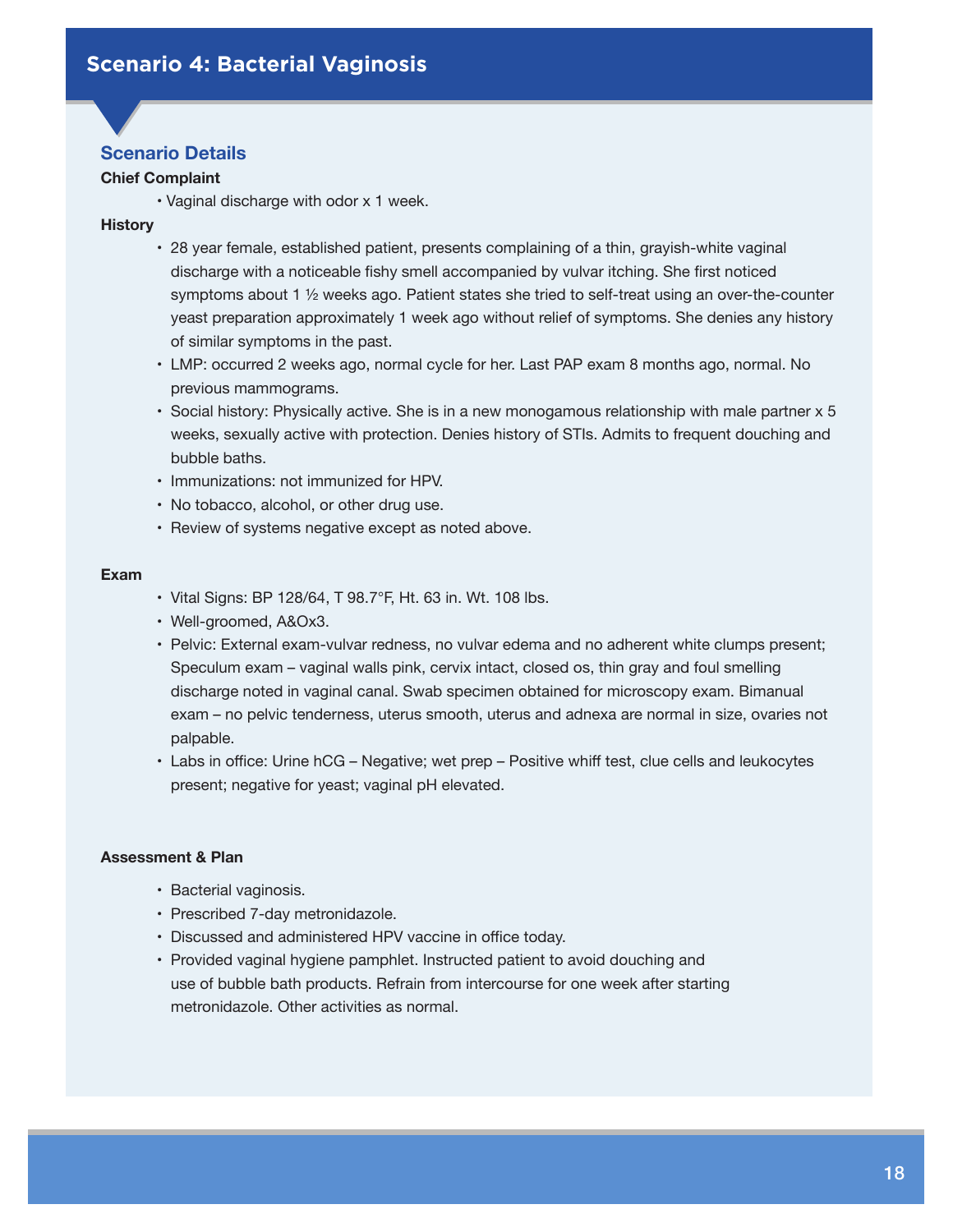# Scenario 4: Bacterial Vaginosis

## Scenario Details

**Chief Complaint**

- Vaginal discharge with odor x 1 week.

**History**

- 28 year female, established patient, presents complaining of a thin, grayish-white vaginal discharge with a noticeable fishy smell accompanied by vulvar itching. She first noticed symptoms about 1 ½ weeks ago. Patient states she tried to self-treat using an over-the-counter yeast preparation approximately 1 week ago without relief of symptoms. She denies any history of similar symptoms in the past.
- LMP: occurred 2 weeks ago, normal cycle for her. Last PAP exam 8 months ago, normal. No previous mammograms.
- Social history: Physically active. She is in a new monogamous relationship with male partner x 5 weeks, sexually active with protection. Denies history of STIs. Admits to frequent douching and bubble baths.
- Immunizations: not immunized for HPV.
- No tobacco, alcohol, or other drug use.
- Review of systems negative except as noted above.

**Exam**

- Vital Signs: BP 128/64, T 98.7°F, Ht. 63 in. Wt. 108 lbs.
- Well-groomed, A&Ox3.
- Pelvic: External exam-vulvar redness, no vulvar edema and no adherent white clumps present; Speculum exam – vaginal walls pink, cervix intact, closed os, thin gray and foul smelling discharge noted in vaginal canal. Swab specimen obtained for microscopy exam. Bimanual exam – no pelvic tenderness, uterus smooth, uterus and adnexa are normal in size, ovaries not palpable.
- Labs in office: Urine hCG – Negative; wet prep – Positive whiff test, clue cells and leukocytes present; negative for yeast; vaginal pH elevated.

**Assessment & Plan**

- Bacterial vaginosis.
- Prescribed 7-day metronidazole.
- Discussed and administered HPV vaccine in office today.
- Provided vaginal hygiene pamphlet. Instructed patient to avoid douching and use of bubble bath products. Refrain from intercourse for one week after starting metronidazole. Other activities as normal.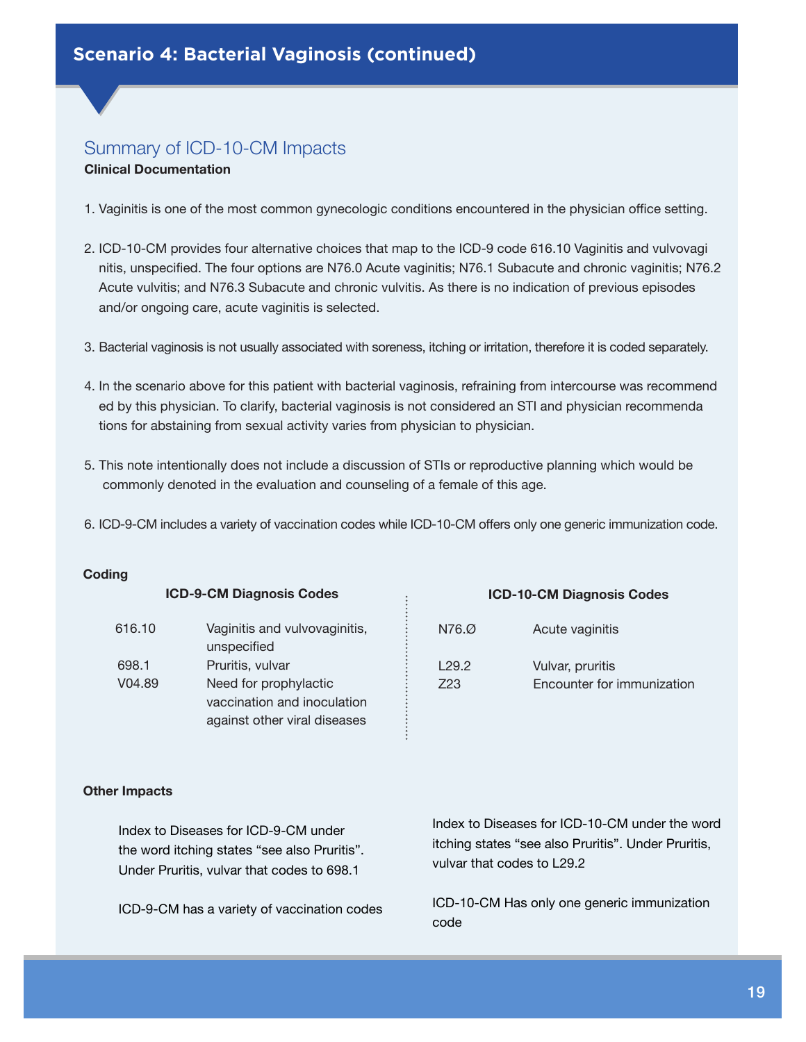## Scenario 4: Bacterial Vaginosis (continued)

### Summary of ICD-10-CM Impacts

**Clinical Documentation**

1. Vaginitis is one of the most common gynecologic conditions encountered in the physician office setting.
2. ICD-10-CM provides four alternative choices that map to the ICD-9 code 616.10 Vaginitis and vulvovaginitis, unspecified. The four options are N76.0 Acute vaginitis; N76.1 Subacute and chronic vaginitis; N76.2 Acute vulvitis; and N76.3 Subacute and chronic vulvitis. As there is no indication of previous episodes and/or ongoing care, acute vaginitis is selected.
3. Bacterial vaginosis is not usually associated with soreness, itching or irritation, therefore it is coded separately.
4. In the scenario above for this patient with bacterial vaginosis, refraining from intercourse was recommended by this physician. To clarify, bacterial vaginosis is not considered an STI and physician recommendations for abstaining from sexual activity varies from physician to physician.
5. This note intentionally does not include a discussion of STIs or reproductive planning which would be commonly denoted in the evaluation and counseling of a female of this age.
6. ICD-9-CM includes a variety of vaccination codes while ICD-10-CM offers only one generic immunization code.

**Coding**

| ICD-9-CM Diagnosis Codes | | ICD-10-CM Diagnosis Codes | |
|---|---|---|---|
| 616.10 | Vaginitis and vulvovaginitis, unspecified | N76.Ø | Acute vaginitis |
| 698.1 | Pruritis, vulvar | L29.2 | Vulvar, pruritis |
| V04.89 | Need for prophylactic vaccination and inoculation against other viral diseases | Z23 | Encounter for immunization |

**Other Impacts**

| ICD-9-CM | ICD-10-CM |
|---|---|
| Index to Diseases for ICD-9-CM under the word itching states "see also Pruritis". Under Pruritis, vulvar that codes to 698.1 | Index to Diseases for ICD-10-CM under the word itching states "see also Pruritis". Under Pruritis, vulvar that codes to L29.2 |
| ICD-9-CM has a variety of vaccination codes | ICD-10-CM Has only one generic immunization code |